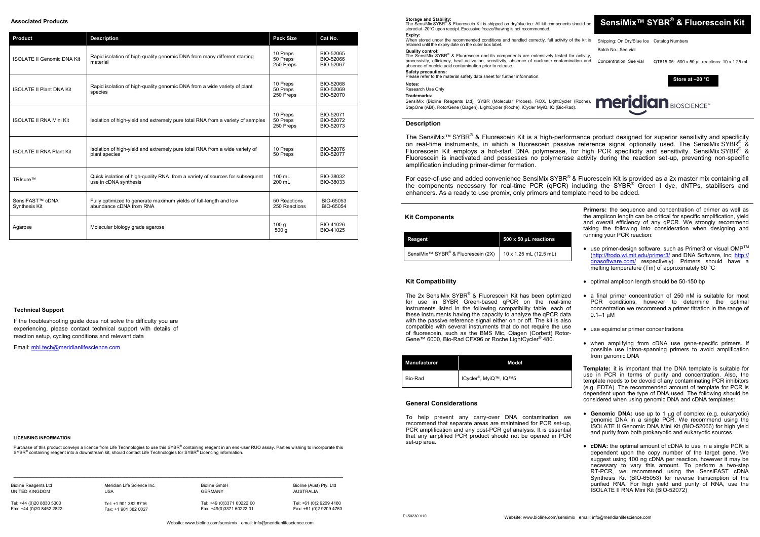# SensiMix™ SYBR® & Fluorescein Kit

Shipping: On Dry/Blue Ice

Catalog Numbers

Batch No.: See vial

Concentration: See vial

QT615-05: 500 x 50 μL reactions: 10 x 1.25 mL

**Store at –20 °C**

meridian BIOSCIENCE™

**Storage and Stability:**
The SensiMix SYBR® & Fluorescein Kit is shipped on dry/blue ice. All kit components should be stored at -20°C upon receipt. Excessive freeze/thawing is not recommended.

**Expiry:**
When stored under the recommended conditions and handled correctly, full activity of the kit is retained until the expiry date on the outer box label.

**Quality control:**
The SensiMix SYBR® & Fluorescein and its components are extensively tested for activity, processivity, efficiency, heat activation, sensitivity, absence of nuclease contamination and absence of nucleic acid contamination prior to release.

**Safety precautions:**
Please refer to the material safety data sheet for further information.

**Notes:**
Research Use Only

**Trademarks:**
SensiMix (Bioline Reagents Ltd), SYBR (Molecular Probes), ROX, LightCycler (Roche), StepOne (ABI), RotorGene (Qiagen), LightCycler (Roche). iCycler MyiQ, IQ (Bio-Rad).

## Description

The SensiMix™ SYBR® & Fluorescein Kit is a high-performance product designed for superior sensitivity and specificity on real-time instruments, in which a fluorescein passive reference signal optionally used. The SensiMix SYBR® & Fluorescein Kit employs a hot-start DNA polymerase, for high PCR specificity and sensitivity. SensiMix SYBR® & Fluorescein is inactivated and possesses no polymerase activity during the reaction set-up, preventing non-specific amplification including primer-dimer formation.

For ease-of-use and added convenience SensiMix SYBR® & Fluorescein Kit is provided as a 2x master mix containing all the components necessary for real-time PCR (qPCR) including the SYBR® Green I dye, dNTPs, stabilisers and enhancers. As a ready to use premix, only primers and template need to be added.

## Kit Components

| Reagent | 500 x 50 µL reactions |
|---|---|
| SensiMix™ SYBR® & Fluorescein (2X) | 10 x 1.25 mL (12.5 mL) |

## Kit Compatibility

The 2x SensiMix SYBR® & Fluorescein Kit has been optimized for use in SYBR Green-based qPCR on the real-time instruments listed in the following compatibility table, each of these instruments having the capacity to analyze the qPCR data with the passive reference signal either on or off. The kit is also compatible with several instruments that do not require the use of fluorescein, such as the BMS Mic, Qiagen (Corbett) Rotor-Gene™ 6000, Bio-Rad CFX96 or Roche LightCycler® 480.

| Manufacturer | Model |
|---|---|
| Bio-Rad | ICycler®, MyiQ™, IQ™5 |

## General Considerations

To help prevent any carry-over DNA contamination we recommend that separate areas are maintained for PCR set-up, PCR amplification and any post-PCR gel analysis. It is essential that any amplified PCR product should not be opened in PCR set-up area.

**Primers:** the sequence and concentration of primer as well as the amplicon length can be critical for specific amplification, yield and overall efficiency of any qPCR. We strongly recommend taking the following into consideration when designing and running your PCR reaction:

- use primer-design software, such as Primer3 or visual OMP™ (http://frodo.wi.mit.edu/primer3/ and DNA Software, Inc; http://dnasoftware.com/ respectively). Primers should have a melting temperature (Tm) of approximately 60 °C
- optimal amplicon length should be 50-150 bp
- a final primer concentration of 250 nM is suitable for most PCR conditions, however to determine the optimal concentration we recommend a primer titration in the range of 0.1–1 μM
- use equimolar primer concentrations
- when amplifying from cDNA use gene-specific primers. If possible use intron-spanning primers to avoid amplification from genomic DNA

**Template:** it is important that the DNA template is suitable for use in PCR in terms of purity and concentration. Also, the template needs to be devoid of any contaminating PCR inhibitors (e.g. EDTA). The recommended amount of template for PCR is dependent upon the type of DNA used. The following should be considered when using genomic DNA and cDNA templates:

- **Genomic DNA:** use up to 1 μg of complex (e.g. eukaryotic) genomic DNA in a single PCR. We recommend using the ISOLATE II Genomic DNA Mini Kit (BIO-52066) for high yield and purity from both prokaryotic and eukaryotic sources
- **cDNA:** the optimal amount of cDNA to use in a single PCR is dependent upon the copy number of the target gene. We suggest using 100 ng cDNA per reaction, however it may be necessary to vary this amount. To perform a two-step RT-PCR, we recommend using the SensiFAST cDNA Synthesis Kit (BIO-65053) for reverse transcription of the purified RNA. For high yield and purity of RNA, use the ISOLATE II RNA Mini Kit (BIO-52072)

## Associated Products

| Product | Description | Pack Size | Cat No. |
|---|---|---|---|
| ISOLATE II Genomic DNA Kit | Rapid isolation of high-quality genomic DNA from many different starting material | 10 Preps<br>50 Preps<br>250 Preps | BIO-52065<br>BIO-52066<br>BIO-52067 |
| ISOLATE II Plant DNA Kit | Rapid isolation of high-quality genomic DNA from a wide variety of plant species | 10 Preps<br>50 Preps<br>250 Preps | BIO-52068<br>BIO-52069<br>BIO-52070 |
| ISOLATE II RNA Mini Kit | Isolation of high-yield and extremely pure total RNA from a variety of samples | 10 Preps<br>50 Preps<br>250 Preps | BIO-52071<br>BIO-52072<br>BIO-52073 |
| ISOLATE II RNA Plant Kit | Isolation of high-yield and extremely pure total RNA from a wide variety of plant species | 10 Preps<br>50 Preps | BIO-52076<br>BIO-52077 |
| TRIsure™ | Quick isolation of high-quality RNA from a variety of sources for subsequent use in cDNA synthesis | 100 mL<br>200 mL | BIO-38032<br>BIO-38033 |
| SensiFAST™ cDNA Synthesis Kit | Fully optimized to generate maximum yields of full-length and low abundance cDNA from RNA | 50 Reactions<br>250 Reactions | BIO-65053<br>BIO-65054 |
| Agarose | Molecular biology grade agarose | 100 g<br>500 g | BIO-41026<br>BIO-41025 |

## Technical Support

If the troubleshooting guide does not solve the difficulty you are experiencing, please contact technical support with details of reaction setup, cycling conditions and relevant data

Email: mbi.tech@meridianlifescience.com

**LICENSING INFORMATION**

Purchase of this product conveys a licence from Life Technologies to use this SYBR® containing reagent in an end-user RUO assay. Parties wishing to incorporate this SYBR® containing reagent into a downstream kit, should contact Life Technologies for SYBR® Licencing information.

Bioline Reagents Ltd
UNITED KINGDOM
Tel: +44 (0)20 8830 5300
Fax: +44 (0)20 8452 2822

Meridian Life Science Inc.
USA
Tel: +1 901 382 8716
Fax: +1 901 382 0027

Bioline GmbH
GERMANY
Tel: +49 (0)3371 60222 00
Fax: +49(0)3371 60222 01

Bioline (Aust) Pty. Ltd
AUSTRALIA
Tel: +61 (0)2 9209 4180
Fax: +61 (0)2 9209 4763

Website: www.bioline.com/sensimix email: info@meridianlifescience.com

PI-50230 V10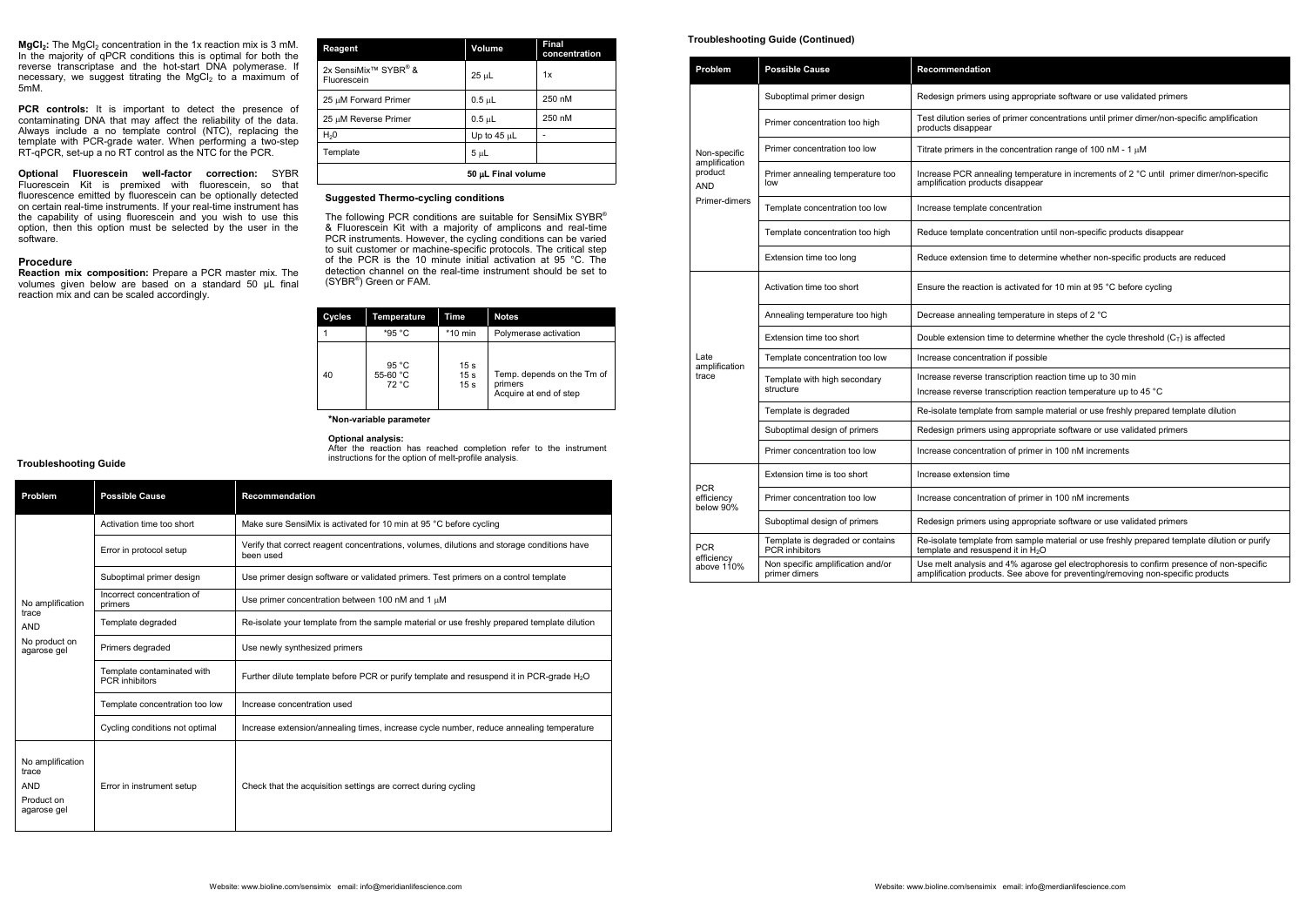**$MgCl_2$:** The $MgCl_2$ concentration in the 1x reaction mix is 3 mM. In the majority of qPCR conditions this is optimal for both the reverse transcriptase and the hot-start DNA polymerase. If necessary, we suggest titrating the $MgCl_2$ to a maximum of 5mM.

**PCR controls:** It is important to detect the presence of contaminating DNA that may affect the reliability of the data. Always include a no template control (NTC), replacing the template with PCR-grade water. When performing a two-step RT-qPCR, set-up a no RT control as the NTC for the PCR.

**Optional Fluorescein well-factor correction:** SYBR Fluorescein Kit is premixed with fluorescein, so that fluorescence emitted by fluorescein can be optionally detected on certain real-time instruments. If your real-time instrument has the capability of using fluorescein and you wish to use this option, then this option must be selected by the user in the software.

## Procedure

**Reaction mix composition:** Prepare a PCR master mix. The volumes given below are based on a standard 50 µL final reaction mix and can be scaled accordingly.

| Reagent | Volume | Final concentration |
|---|---|---|
| 2x SensiMix™ SYBR® & Fluorescein | 25 µL | 1x |
| 25 µM Forward Primer | 0.5 µL | 250 nM |
| 25 µM Reverse Primer | 0.5 µL | 250 nM |
| $H_2O$ | Up to 45 µL | - |
| Template | 5 µL | |
| 50 µL Final volume | | |

### Suggested Thermo-cycling conditions

The following PCR conditions are suitable for SensiMix SYBR® & Fluorescein Kit with a majority of amplicons and real-time PCR instruments. However, the cycling conditions can be varied to suit customer or machine-specific protocols. The critical step of the PCR is the 10 minute initial activation at 95 °C. The detection channel on the real-time instrument should be set to (SYBR®) Green or FAM.

| Cycles | Temperature | Time | Notes |
|---|---|---|---|
| 1 | *95 °C | *10 min | Polymerase activation |
| 40 | 95 °C<br>55-60 °C<br>72 °C | 15 s<br>15 s<br>15 s | Temp. depends on the Tm of primers<br>Acquire at end of step |

***Non-variable parameter**

**Optional analysis:**
After the reaction has reached completion refer to the instrument instructions for the option of melt-profile analysis.

### Troubleshooting Guide

| Problem | Possible Cause | Recommendation |
|---|---|---|
| No amplification trace AND No product on agarose gel | Activation time too short | Make sure SensiMix is activated for 10 min at 95 °C before cycling |
| | Error in protocol setup | Verify that correct reagent concentrations, volumes, dilutions and storage conditions have been used |
| | Suboptimal primer design | Use primer design software or validated primers. Test primers on a control template |
| | Incorrect concentration of primers | Use primer concentration between 100 nM and 1 µM |
| | Template degraded | Re-isolate your template from the sample material or use freshly prepared template dilution |
| | Primers degraded | Use newly synthesized primers |
| | Template contaminated with PCR inhibitors | Further dilute template before PCR or purify template and resuspend it in PCR-grade $H_2O$ |
| | Template concentration too low | Increase concentration used |
| | Cycling conditions not optimal | Increase extension/annealing times, increase cycle number, reduce annealing temperature |
| No amplification trace AND Product on agarose gel | Error in instrument setup | Check that the acquisition settings are correct during cycling |

### Troubleshooting Guide (Continued)

| Problem | Possible Cause | Recommendation |
|---|---|---|
| Non-specific amplification product AND Primer-dimers | Suboptimal primer design | Redesign primers using appropriate software or use validated primers |
| | Primer concentration too high | Test dilution series of primer concentrations until primer dimer/non-specific amplification products disappear |
| | Primer concentration too low | Titrate primers in the concentration range of 100 nM - 1 µM |
| | Primer annealing temperature too low | Increase PCR annealing temperature in increments of 2 °C until primer dimer/non-specific amplification products disappear |
| | Template concentration too low | Increase template concentration |
| | Template concentration too high | Reduce template concentration until non-specific products disappear |
| | Extension time too long | Reduce extension time to determine whether non-specific products are reduced |
| Late amplification trace | Activation time too short | Ensure the reaction is activated for 10 min at 95 °C before cycling |
| | Annealing temperature too high | Decrease annealing temperature in steps of 2 °C |
| | Extension time too short | Double extension time to determine whether the cycle threshold ($C_T$) is affected |
| | Template concentration too low | Increase concentration if possible |
| | Template with high secondary structure | Increase reverse transcription reaction time up to 30 min<br>Increase reverse transcription reaction temperature up to 45 °C |
| | Template is degraded | Re-isolate template from sample material or use freshly prepared template dilution |
| | Suboptimal design of primers | Redesign primers using appropriate software or use validated primers |
| | Primer concentration too low | Increase concentration of primer in 100 nM increments |
| PCR efficiency below 90% | Extension time is too short | Increase extension time |
| | Primer concentration too low | Increase concentration of primer in 100 nM increments |
| | Suboptimal design of primers | Redesign primers using appropriate software or use validated primers |
| PCR efficiency above 110% | Template is degraded or contains PCR inhibitors | Re-isolate template from sample material or use freshly prepared template dilution or purify template and resuspend it in $H_2O$ |
| | Non specific amplification and/or primer dimers | Use melt analysis and 4% agarose gel electrophoresis to confirm presence of non-specific amplification products. See above for preventing/removing non-specific products |